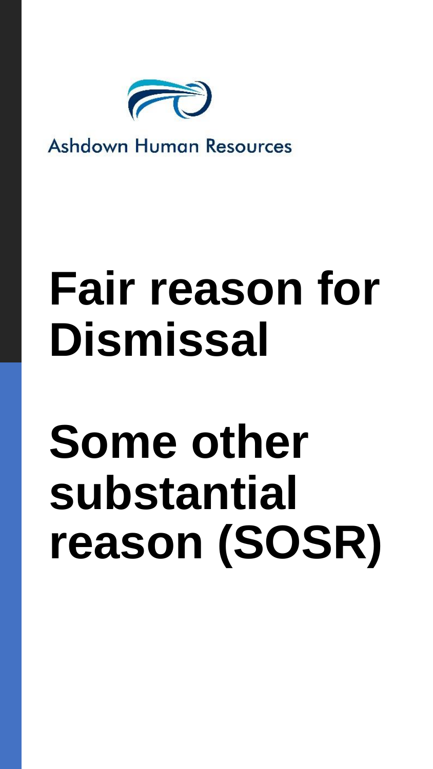Ashdown Human Resources

# Fair reason for Dismissal

# Some other substantial reason (SOSR)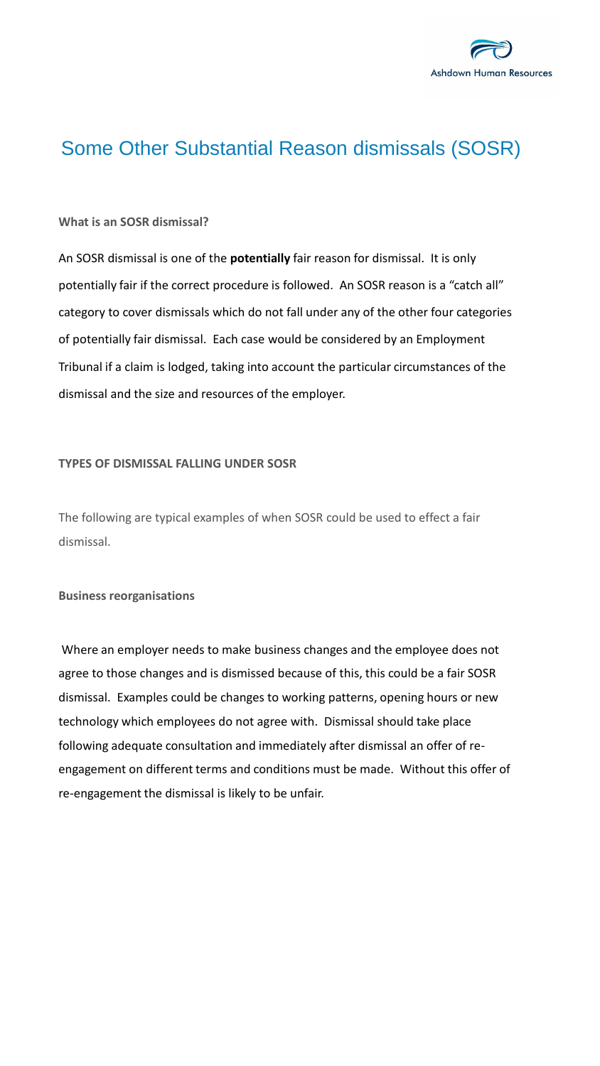# Some Other Substantial Reason dismissals (SOSR)

**What is an SOSR dismissal?**

An SOSR dismissal is one of the **potentially** fair reason for dismissal. It is only potentially fair if the correct procedure is followed. An SOSR reason is a "catch all" category to cover dismissals which do not fall under any of the other four categories of potentially fair dismissal. Each case would be considered by an Employment Tribunal if a claim is lodged, taking into account the particular circumstances of the dismissal and the size and resources of the employer.

**TYPES OF DISMISSAL FALLING UNDER SOSR**

The following are typical examples of when SOSR could be used to effect a fair dismissal.

**Business reorganisations**

Where an employer needs to make business changes and the employee does not agree to those changes and is dismissed because of this, this could be a fair SOSR dismissal. Examples could be changes to working patterns, opening hours or new technology which employees do not agree with. Dismissal should take place following adequate consultation and immediately after dismissal an offer of re-engagement on different terms and conditions must be made. Without this offer of re-engagement the dismissal is likely to be unfair.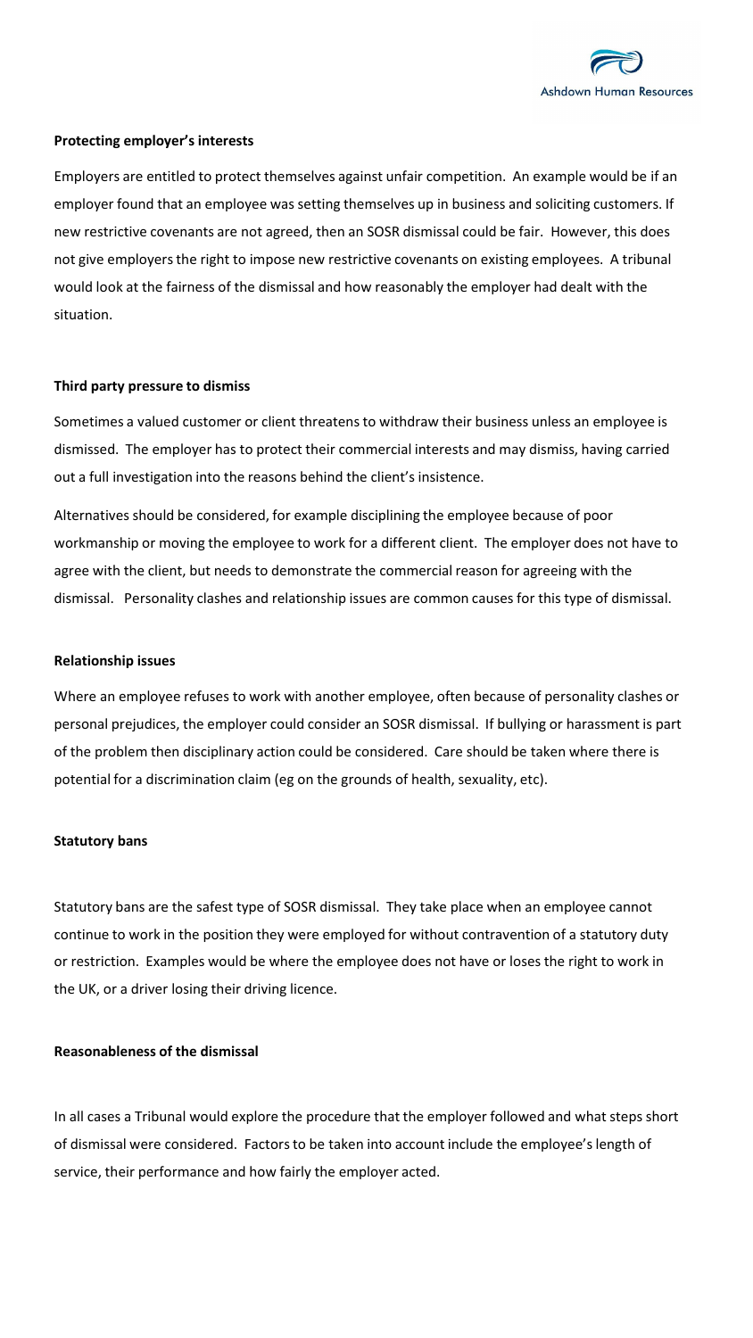**Protecting employer's interests**

Employers are entitled to protect themselves against unfair competition. An example would be if an employer found that an employee was setting themselves up in business and soliciting customers. If new restrictive covenants are not agreed, then an SOSR dismissal could be fair. However, this does not give employers the right to impose new restrictive covenants on existing employees. A tribunal would look at the fairness of the dismissal and how reasonably the employer had dealt with the situation.

**Third party pressure to dismiss**

Sometimes a valued customer or client threatens to withdraw their business unless an employee is dismissed. The employer has to protect their commercial interests and may dismiss, having carried out a full investigation into the reasons behind the client's insistence.

Alternatives should be considered, for example disciplining the employee because of poor workmanship or moving the employee to work for a different client. The employer does not have to agree with the client, but needs to demonstrate the commercial reason for agreeing with the dismissal. Personality clashes and relationship issues are common causes for this type of dismissal.

**Relationship issues**

Where an employee refuses to work with another employee, often because of personality clashes or personal prejudices, the employer could consider an SOSR dismissal. If bullying or harassment is part of the problem then disciplinary action could be considered. Care should be taken where there is potential for a discrimination claim (eg on the grounds of health, sexuality, etc).

**Statutory bans**

Statutory bans are the safest type of SOSR dismissal. They take place when an employee cannot continue to work in the position they were employed for without contravention of a statutory duty or restriction. Examples would be where the employee does not have or loses the right to work in the UK, or a driver losing their driving licence.

**Reasonableness of the dismissal**

In all cases a Tribunal would explore the procedure that the employer followed and what steps short of dismissal were considered. Factors to be taken into account include the employee's length of service, their performance and how fairly the employer acted.